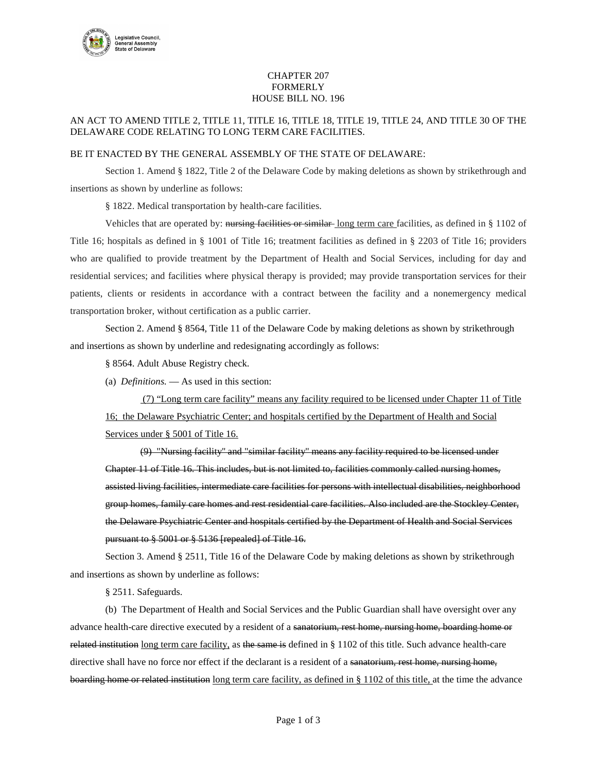Legislative Council,
General Assembly
State of Delaware

CHAPTER 207
FORMERLY
HOUSE BILL NO. 196

AN ACT TO AMEND TITLE 2, TITLE 11, TITLE 16, TITLE 18, TITLE 19, TITLE 24, AND TITLE 30 OF THE DELAWARE CODE RELATING TO LONG TERM CARE FACILITIES.

BE IT ENACTED BY THE GENERAL ASSEMBLY OF THE STATE OF DELAWARE:

Section 1. Amend § 1822, Title 2 of the Delaware Code by making deletions as shown by strikethrough and insertions as shown by underline as follows:

§ 1822. Medical transportation by health-care facilities.

Vehicles that are operated by: ~~nursing facilities or similar~~ <u>long term care</u> facilities, as defined in § 1102 of Title 16; hospitals as defined in § 1001 of Title 16; treatment facilities as defined in § 2203 of Title 16; providers who are qualified to provide treatment by the Department of Health and Social Services, including for day and residential services; and facilities where physical therapy is provided; may provide transportation services for their patients, clients or residents in accordance with a contract between the facility and a nonemergency medical transportation broker, without certification as a public carrier.

Section 2. Amend § 8564, Title 11 of the Delaware Code by making deletions as shown by strikethrough and insertions as shown by underline and redesignating accordingly as follows:

§ 8564. Adult Abuse Registry check.

(a) *Definitions.* — As used in this section:

<u>(7) "Long term care facility" means any facility required to be licensed under Chapter 11 of Title 16; the Delaware Psychiatric Center; and hospitals certified by the Department of Health and Social Services under § 5001 of Title 16.</u>

~~(9) "Nursing facility" and "similar facility" means any facility required to be licensed under Chapter 11 of Title 16. This includes, but is not limited to, facilities commonly called nursing homes, assisted living facilities, intermediate care facilities for persons with intellectual disabilities, neighborhood group homes, family care homes and rest residential care facilities. Also included are the Stockley Center, the Delaware Psychiatric Center and hospitals certified by the Department of Health and Social Services pursuant to § 5001 or § 5136 [repealed] of Title 16.~~

Section 3. Amend § 2511, Title 16 of the Delaware Code by making deletions as shown by strikethrough and insertions as shown by underline as follows:

§ 2511. Safeguards.

(b) The Department of Health and Social Services and the Public Guardian shall have oversight over any advance health-care directive executed by a resident of a ~~sanatorium, rest home, nursing home, boarding home or related institution~~ <u>long term care facility,</u> as ~~the same is~~ defined in § 1102 of this title. Such advance health-care directive shall have no force nor effect if the declarant is a resident of a ~~sanatorium, rest home, nursing home, boarding home or related institution~~ <u>long term care facility, as defined in § 1102 of this title,</u> at the time the advance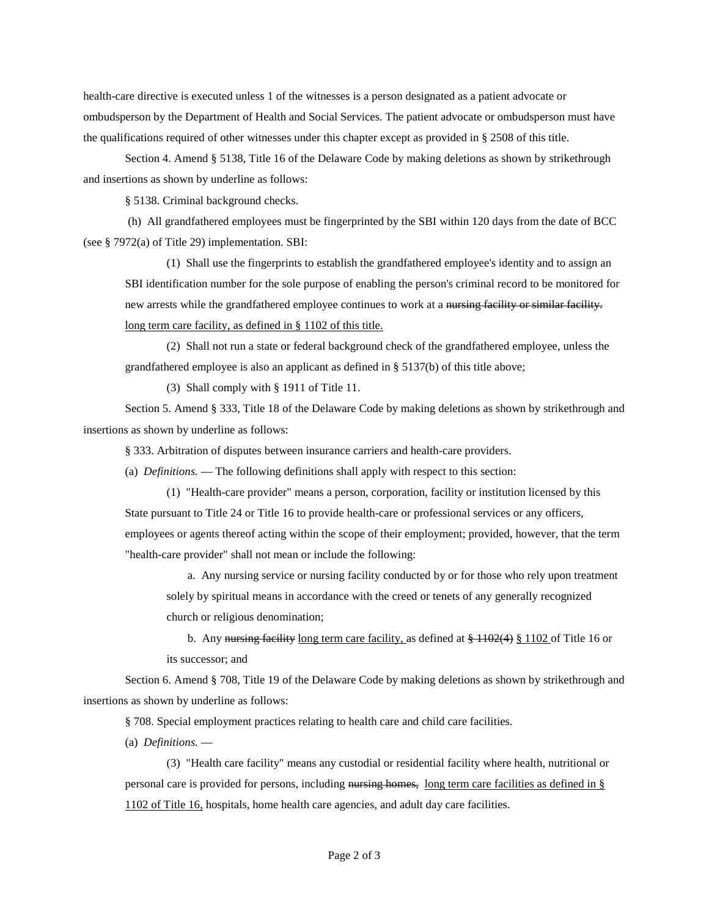health-care directive is executed unless 1 of the witnesses is a person designated as a patient advocate or ombudsperson by the Department of Health and Social Services. The patient advocate or ombudsperson must have the qualifications required of other witnesses under this chapter except as provided in § 2508 of this title.

Section 4. Amend § 5138, Title 16 of the Delaware Code by making deletions as shown by strikethrough and insertions as shown by underline as follows:

§ 5138. Criminal background checks.

(h) All grandfathered employees must be fingerprinted by the SBI within 120 days from the date of BCC (see § 7972(a) of Title 29) implementation. SBI:

(1) Shall use the fingerprints to establish the grandfathered employee's identity and to assign an SBI identification number for the sole purpose of enabling the person's criminal record to be monitored for new arrests while the grandfathered employee continues to work at a ~~nursing facility or similar facility.~~ <u>long term care facility, as defined in § 1102 of this title.</u>

(2) Shall not run a state or federal background check of the grandfathered employee, unless the grandfathered employee is also an applicant as defined in § 5137(b) of this title above;

(3) Shall comply with § 1911 of Title 11.

Section 5. Amend § 333, Title 18 of the Delaware Code by making deletions as shown by strikethrough and insertions as shown by underline as follows:

§ 333. Arbitration of disputes between insurance carriers and health-care providers.

(a) *Definitions.* — The following definitions shall apply with respect to this section:

(1) "Health-care provider" means a person, corporation, facility or institution licensed by this State pursuant to Title 24 or Title 16 to provide health-care or professional services or any officers, employees or agents thereof acting within the scope of their employment; provided, however, that the term "health-care provider" shall not mean or include the following:

a. Any nursing service or nursing facility conducted by or for those who rely upon treatment solely by spiritual means in accordance with the creed or tenets of any generally recognized church or religious denomination;

b. Any ~~nursing facility~~ <u>long term care facility,</u> as defined at ~~§ 1102(4)~~ <u>§ 1102</u> of Title 16 or its successor; and

Section 6. Amend § 708, Title 19 of the Delaware Code by making deletions as shown by strikethrough and insertions as shown by underline as follows:

§ 708. Special employment practices relating to health care and child care facilities.

(a) *Definitions.* —

(3) "Health care facility" means any custodial or residential facility where health, nutritional or personal care is provided for persons, including ~~nursing homes,~~ <u>long term care facilities as defined in § 1102 of Title 16,</u> hospitals, home health care agencies, and adult day care facilities.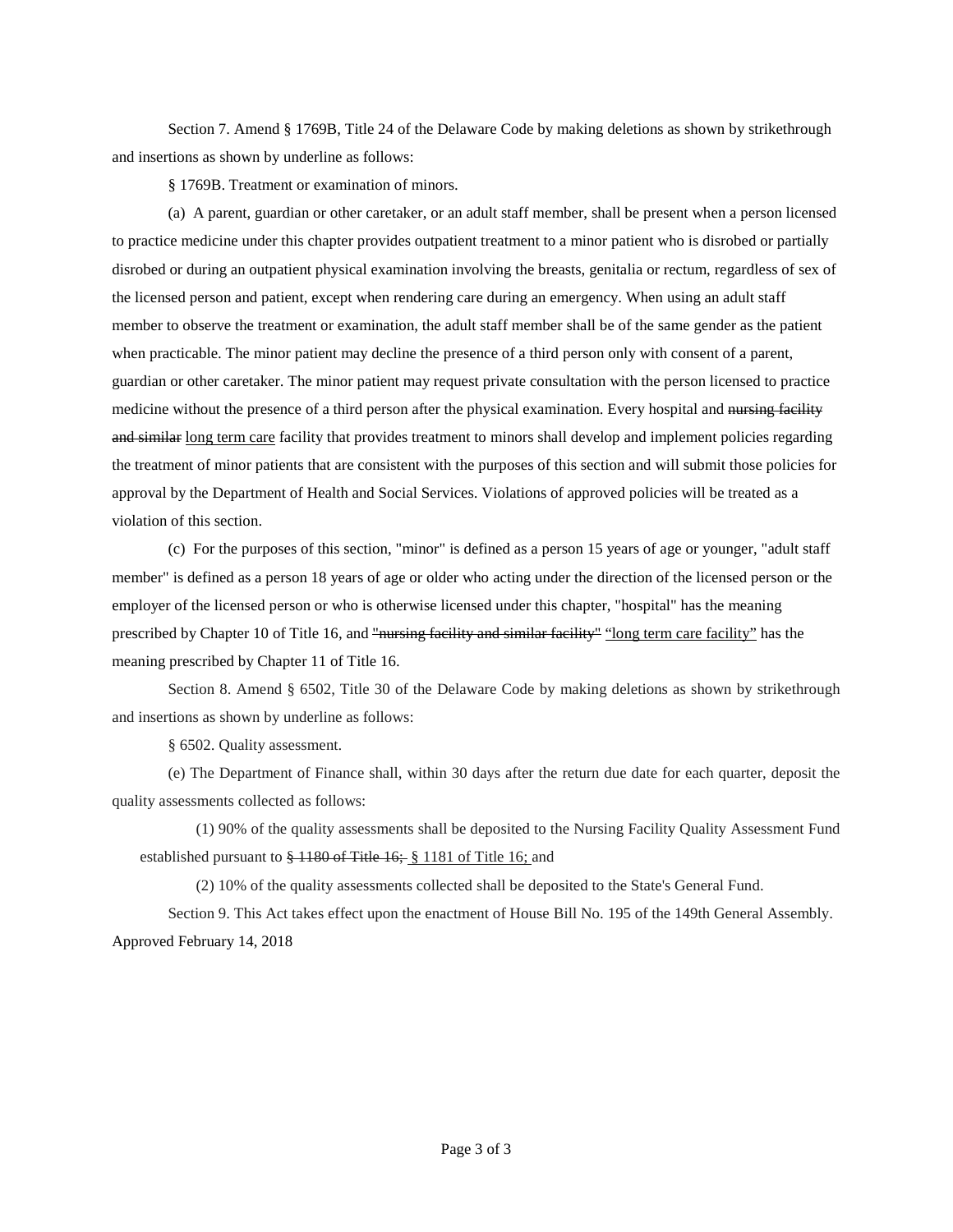Section 7. Amend § 1769B, Title 24 of the Delaware Code by making deletions as shown by strikethrough and insertions as shown by underline as follows:

§ 1769B. Treatment or examination of minors.

(a) A parent, guardian or other caretaker, or an adult staff member, shall be present when a person licensed to practice medicine under this chapter provides outpatient treatment to a minor patient who is disrobed or partially disrobed or during an outpatient physical examination involving the breasts, genitalia or rectum, regardless of sex of the licensed person and patient, except when rendering care during an emergency. When using an adult staff member to observe the treatment or examination, the adult staff member shall be of the same gender as the patient when practicable. The minor patient may decline the presence of a third person only with consent of a parent, guardian or other caretaker. The minor patient may request private consultation with the person licensed to practice medicine without the presence of a third person after the physical examination. Every hospital and ~~nursing facility and similar~~ <u>long term care</u> facility that provides treatment to minors shall develop and implement policies regarding the treatment of minor patients that are consistent with the purposes of this section and will submit those policies for approval by the Department of Health and Social Services. Violations of approved policies will be treated as a violation of this section.

(c) For the purposes of this section, "minor" is defined as a person 15 years of age or younger, "adult staff member" is defined as a person 18 years of age or older who acting under the direction of the licensed person or the employer of the licensed person or who is otherwise licensed under this chapter, "hospital" has the meaning prescribed by Chapter 10 of Title 16, and ~~"nursing facility and similar facility"~~ <u>"long term care facility"</u> has the meaning prescribed by Chapter 11 of Title 16.

Section 8. Amend § 6502, Title 30 of the Delaware Code by making deletions as shown by strikethrough and insertions as shown by underline as follows:

§ 6502. Quality assessment.

(e) The Department of Finance shall, within 30 days after the return due date for each quarter, deposit the quality assessments collected as follows:

(1) 90% of the quality assessments shall be deposited to the Nursing Facility Quality Assessment Fund established pursuant to ~~§ 1180 of Title 16;~~ <u>§ 1181 of Title 16;</u> and

(2) 10% of the quality assessments collected shall be deposited to the State's General Fund.

Section 9. This Act takes effect upon the enactment of House Bill No. 195 of the 149th General Assembly.

Approved February 14, 2018